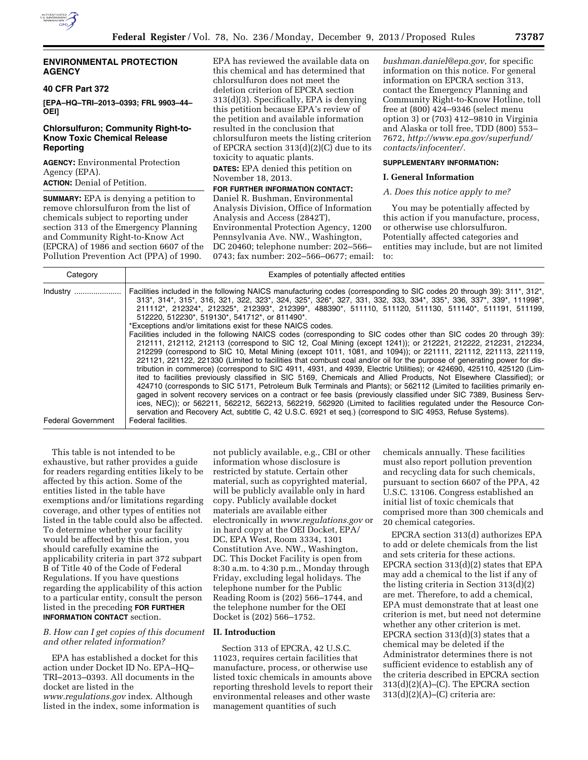ENVIRONMENTAL PROTECTION AGENCY

40 CFR Part 372

[EPA–HQ–TRI–2013–0393; FRL 9903–44–OEI]

# Chlorsulfuron; Community Right-to-Know Toxic Chemical Release Reporting

**AGENCY:** Environmental Protection Agency (EPA).

**ACTION:** Denial of Petition.

**SUMMARY:** EPA is denying a petition to remove chlorsulfuron from the list of chemicals subject to reporting under section 313 of the Emergency Planning and Community Right-to-Know Act (EPCRA) of 1986 and section 6607 of the Pollution Prevention Act (PPA) of 1990. EPA has reviewed the available data on this chemical and has determined that chlorsulfuron does not meet the deletion criterion of EPCRA section 313(d)(3). Specifically, EPA is denying this petition because EPA's review of the petition and available information resulted in the conclusion that chlorsulfuron meets the listing criterion of EPCRA section 313(d)(2)(C) due to its toxicity to aquatic plants.

**DATES:** EPA denied this petition on November 18, 2013.

**FOR FURTHER INFORMATION CONTACT:** Daniel R. Bushman, Environmental Analysis Division, Office of Information Analysis and Access (2842T), Environmental Protection Agency, 1200 Pennsylvania Ave. NW., Washington, DC 20460; telephone number: 202–566–0743; fax number: 202–566–0677; email: *bushman.daniel@epa.gov,* for specific information on this notice. For general information on EPCRA section 313, contact the Emergency Planning and Community Right-to-Know Hotline, toll free at (800) 424–9346 (select menu option 3) or (703) 412–9810 in Virginia and Alaska or toll free, TDD (800) 553–7672, *http://www.epa.gov/superfund/contacts/infocenter/.*

**SUPPLEMENTARY INFORMATION:**

## I. General Information

### *A. Does this notice apply to me?*

You may be potentially affected by this action if you manufacture, process, or otherwise use chlorsulfuron. Potentially affected categories and entities may include, but are not limited to:

| Category | Examples of potentially affected entities |
|---|---|
| Industry | Facilities included in the following NAICS manufacturing codes (corresponding to SIC codes 20 through 39): 311*, 312*, 313*, 314*, 315*, 316, 321, 322, 323*, 324, 325*, 326*, 327, 331, 332, 333, 334*, 335*, 336, 337*, 339*, 111998*, 211112*, 212324*, 212325*, 212393*, 212399*, 488390*, 511110, 511120, 511130, 511140*, 511191, 511199, 512220, 512230*, 519130*, 541712*, or 811490*.<br>*Exceptions and/or limitations exist for these NAICS codes.<br>Facilities included in the following NAICS codes (corresponding to SIC codes other than SIC codes 20 through 39): 212111, 212112, 212113 (correspond to SIC 12, Coal Mining (except 1241)); or 212221, 212222, 212231, 212234, 212299 (correspond to SIC 10, Metal Mining (except 1011, 1081, and 1094)); or 221111, 221112, 221113, 221119, 221121, 221122, 221330 (Limited to facilities that combust coal and/or oil for the purpose of generating power for distribution in commerce) (correspond to SIC 4911, 4931, and 4939, Electric Utilities); or 424690, 425110, 425120 (Limited to facilities previously classified in SIC 5169, Chemicals and Allied Products, Not Elsewhere Classified); or 424710 (corresponds to SIC 5171, Petroleum Bulk Terminals and Plants); or 562112 (Limited to facilities primarily engaged in solvent recovery services on a contract or fee basis (previously classified under SIC 7389, Business Services, NEC)); or 562211, 562212, 562213, 562219, 562920 (Limited to facilities regulated under the Resource Conservation and Recovery Act, subtitle C, 42 U.S.C. 6921 et seq.) (correspond to SIC 4953, Refuse Systems). |
| Federal Government | Federal facilities. |

This table is not intended to be exhaustive, but rather provides a guide for readers regarding entities likely to be affected by this action. Some of the entities listed in the table have exemptions and/or limitations regarding coverage, and other types of entities not listed in the table could also be affected. To determine whether your facility would be affected by this action, you should carefully examine the applicability criteria in part 372 subpart B of Title 40 of the Code of Federal Regulations. If you have questions regarding the applicability of this action to a particular entity, consult the person listed in the preceding **FOR FURTHER INFORMATION CONTACT** section.

### *B. How can I get copies of this document and other related information?*

EPA has established a docket for this action under Docket ID No. EPA–HQ–TRI–2013–0393. All documents in the docket are listed in the *www.regulations.gov* index. Although listed in the index, some information is not publicly available, e.g., CBI or other information whose disclosure is restricted by statute. Certain other material, such as copyrighted material, will be publicly available only in hard copy. Publicly available docket materials are available either electronically in *www.regulations.gov* or in hard copy at the OEI Docket, EPA/DC, EPA West, Room 3334, 1301 Constitution Ave. NW., Washington, DC. This Docket Facility is open from 8:30 a.m. to 4:30 p.m., Monday through Friday, excluding legal holidays. The telephone number for the Public Reading Room is (202) 566–1744, and the telephone number for the OEI Docket is (202) 566–1752.

## II. Introduction

Section 313 of EPCRA, 42 U.S.C. 11023, requires certain facilities that manufacture, process, or otherwise use listed toxic chemicals in amounts above reporting threshold levels to report their environmental releases and other waste management quantities of such chemicals annually. These facilities must also report pollution prevention and recycling data for such chemicals, pursuant to section 6607 of the PPA, 42 U.S.C. 13106. Congress established an initial list of toxic chemicals that comprised more than 300 chemicals and 20 chemical categories.

EPCRA section 313(d) authorizes EPA to add or delete chemicals from the list and sets criteria for these actions. EPCRA section 313(d)(2) states that EPA may add a chemical to the list if any of the listing criteria in Section 313(d)(2) are met. Therefore, to add a chemical, EPA must demonstrate that at least one criterion is met, but need not determine whether any other criterion is met. EPCRA section 313(d)(3) states that a chemical may be deleted if the Administrator determines there is not sufficient evidence to establish any of the criteria described in EPCRA section 313(d)(2)(A)–(C). The EPCRA section 313(d)(2)(A)–(C) criteria are: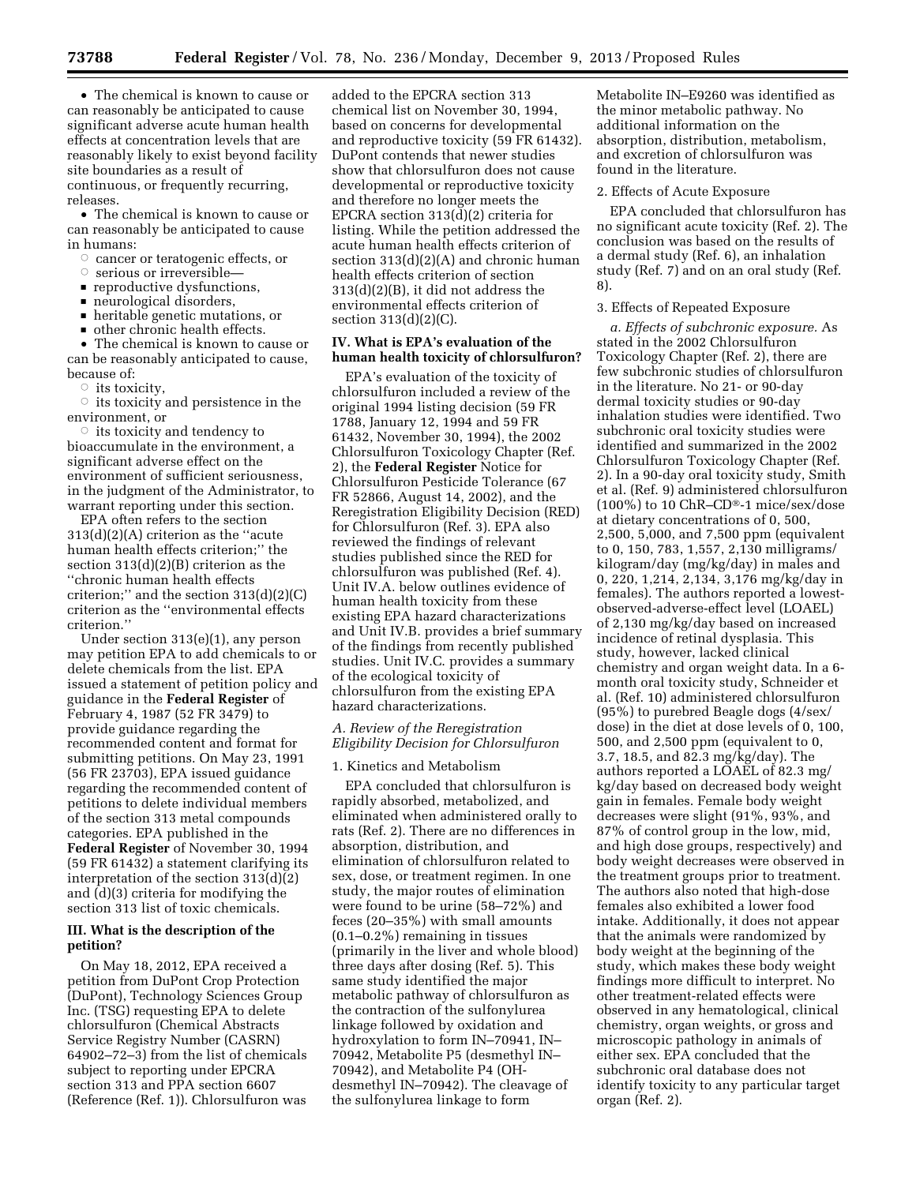- The chemical is known to cause or can reasonably be anticipated to cause significant adverse acute human health effects at concentration levels that are reasonably likely to exist beyond facility site boundaries as a result of continuous, or frequently recurring, releases.
- The chemical is known to cause or can reasonably be anticipated to cause in humans:
  - cancer or teratogenic effects, or
  - serious or irreversible—
    - reproductive dysfunctions,
    - neurological disorders,
    - heritable genetic mutations, or
    - other chronic health effects.
- The chemical is known to cause or can be reasonably anticipated to cause, because of:
  - its toxicity,
  - its toxicity and persistence in the environment, or
  - its toxicity and tendency to bioaccumulate in the environment, a significant adverse effect on the environment of sufficient seriousness, in the judgment of the Administrator, to warrant reporting under this section.

EPA often refers to the section 313(d)(2)(A) criterion as the ''acute human health effects criterion;'' the section 313(d)(2)(B) criterion as the ''chronic human health effects criterion;'' and the section 313(d)(2)(C) criterion as the ''environmental effects criterion.''

Under section 313(e)(1), any person may petition EPA to add chemicals to or delete chemicals from the list. EPA issued a statement of petition policy and guidance in the **Federal Register** of February 4, 1987 (52 FR 3479) to provide guidance regarding the recommended content and format for submitting petitions. On May 23, 1991 (56 FR 23703), EPA issued guidance regarding the recommended content of petitions to delete individual members of the section 313 metal compounds categories. EPA published in the **Federal Register** of November 30, 1994 (59 FR 61432) a statement clarifying its interpretation of the section 313(d)(2) and (d)(3) criteria for modifying the section 313 list of toxic chemicals.

## III. What is the description of the petition?

On May 18, 2012, EPA received a petition from DuPont Crop Protection (DuPont), Technology Sciences Group Inc. (TSG) requesting EPA to delete chlorsulfuron (Chemical Abstracts Service Registry Number (CASRN) 64902–72–3) from the list of chemicals subject to reporting under EPCRA section 313 and PPA section 6607 (Reference (Ref. 1)). Chlorsulfuron was added to the EPCRA section 313 chemical list on November 30, 1994, based on concerns for developmental and reproductive toxicity (59 FR 61432). DuPont contends that newer studies show that chlorsulfuron does not cause developmental or reproductive toxicity and therefore no longer meets the EPCRA section 313(d)(2) criteria for listing. While the petition addressed the acute human health effects criterion of section 313(d)(2)(A) and chronic human health effects criterion of section 313(d)(2)(B), it did not address the environmental effects criterion of section 313(d)(2)(C).

## IV. What is EPA's evaluation of the human health toxicity of chlorsulfuron?

EPA's evaluation of the toxicity of chlorsulfuron included a review of the original 1994 listing decision (59 FR 1788, January 12, 1994 and 59 FR 61432, November 30, 1994), the 2002 Chlorsulfuron Toxicology Chapter (Ref. 2), the **Federal Register** Notice for Chlorsulfuron Pesticide Tolerance (67 FR 52866, August 14, 2002), and the Reregistration Eligibility Decision (RED) for Chlorsulfuron (Ref. 3). EPA also reviewed the findings of relevant studies published since the RED for chlorsulfuron was published (Ref. 4). Unit IV.A. below outlines evidence of human health toxicity from these existing EPA hazard characterizations and Unit IV.B. provides a brief summary of the findings from recently published studies. Unit IV.C. provides a summary of the ecological toxicity of chlorsulfuron from the existing EPA hazard characterizations.

### *A. Review of the Reregistration Eligibility Decision for Chlorsulfuron*

1. Kinetics and Metabolism

EPA concluded that chlorsulfuron is rapidly absorbed, metabolized, and eliminated when administered orally to rats (Ref. 2). There are no differences in absorption, distribution, and elimination of chlorsulfuron related to sex, dose, or treatment regimen. In one study, the major routes of elimination were found to be urine (58–72%) and feces (20–35%) with small amounts (0.1–0.2%) remaining in tissues (primarily in the liver and whole blood) three days after dosing (Ref. 5). This same study identified the major metabolic pathway of chlorsulfuron as the contraction of the sulfonylurea linkage followed by oxidation and hydroxylation to form IN–70941, IN–70942, Metabolite P5 (desmethyl IN–70942), and Metabolite P4 (OH-desmethyl IN–70942). The cleavage of the sulfonylurea linkage to form Metabolite IN–E9260 was identified as the minor metabolic pathway. No additional information on the absorption, distribution, metabolism, and excretion of chlorsulfuron was found in the literature.

2. Effects of Acute Exposure

EPA concluded that chlorsulfuron has no significant acute toxicity (Ref. 2). The conclusion was based on the results of a dermal study (Ref. 6), an inhalation study (Ref. 7) and on an oral study (Ref. 8).

3. Effects of Repeated Exposure

*a. Effects of subchronic exposure.* As stated in the 2002 Chlorsulfuron Toxicology Chapter (Ref. 2), there are few subchronic studies of chlorsulfuron in the literature. No 21- or 90-day dermal toxicity studies or 90-day inhalation studies were identified. Two subchronic oral toxicity studies were identified and summarized in the 2002 Chlorsulfuron Toxicology Chapter (Ref. 2). In a 90-day oral toxicity study, Smith et al. (Ref. 9) administered chlorsulfuron (100%) to 10 ChR–CD®-1 mice/sex/dose at dietary concentrations of 0, 500, 2,500, 5,000, and 7,500 ppm (equivalent to 0, 150, 783, 1,557, 2,130 milligrams/kilogram/day (mg/kg/day) in males and 0, 220, 1,214, 2,134, 3,176 mg/kg/day in females). The authors reported a lowest-observed-adverse-effect level (LOAEL) of 2,130 mg/kg/day based on increased incidence of retinal dysplasia. This study, however, lacked clinical chemistry and organ weight data. In a 6-month oral toxicity study, Schneider et al. (Ref. 10) administered chlorsulfuron (95%) to purebred Beagle dogs (4/sex/dose) in the diet at dose levels of 0, 100, 500, and 2,500 ppm (equivalent to 0, 3.7, 18.5, and 82.3 mg/kg/day). The authors reported a LOAEL of 82.3 mg/kg/day based on decreased body weight gain in females. Female body weight decreases were slight (91%, 93%, and 87% of control group in the low, mid, and high dose groups, respectively) and body weight decreases were observed in the treatment groups prior to treatment. The authors also noted that high-dose females also exhibited a lower food intake. Additionally, it does not appear that the animals were randomized by body weight at the beginning of the study, which makes these body weight findings more difficult to interpret. No other treatment-related effects were observed in any hematological, clinical chemistry, organ weights, or gross and microscopic pathology in animals of either sex. EPA concluded that the subchronic oral database does not identify toxicity to any particular target organ (Ref. 2).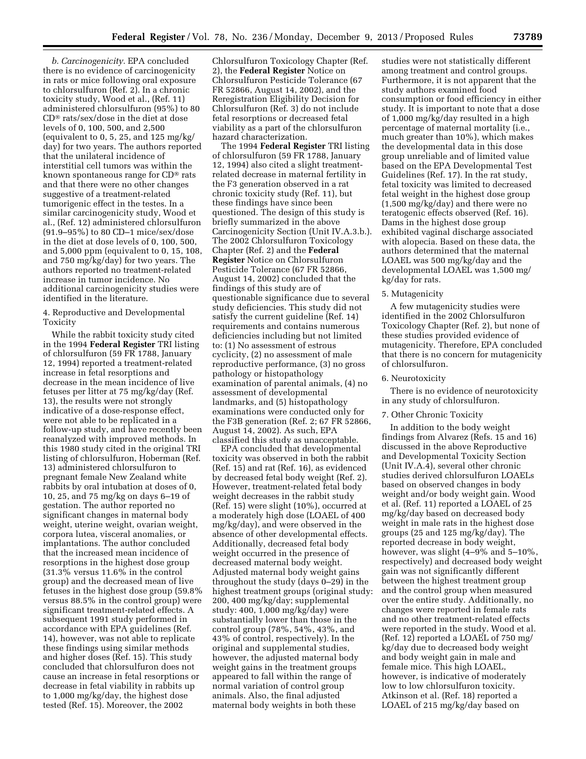*b. Carcinogenicity.* EPA concluded there is no evidence of carcinogenicity in rats or mice following oral exposure to chlorsulfuron (Ref. 2). In a chronic toxicity study, Wood et al., (Ref. 11) administered chlorsulfuron (95%) to 80 CD® rats/sex/dose in the diet at dose levels of 0, 100, 500, and 2,500 (equivalent to 0, 5, 25, and 125 mg/kg/day) for two years. The authors reported that the unilateral incidence of interstitial cell tumors was within the known spontaneous range for CD® rats and that there were no other changes suggestive of a treatment-related tumorigenic effect in the testes. In a similar carcinogenicity study, Wood et al., (Ref. 12) administered chlorsulfuron (91.9–95%) to 80 CD–1 mice/sex/dose in the diet at dose levels of 0, 100, 500, and 5,000 ppm (equivalent to 0, 15, 108, and 750 mg/kg/day) for two years. The authors reported no treatment-related increase in tumor incidence. No additional carcinogenicity studies were identified in the literature.

4. Reproductive and Developmental Toxicity

While the rabbit toxicity study cited in the 1994 **Federal Register** TRI listing of chlorsulfuron (59 FR 1788, January 12, 1994) reported a treatment-related increase in fetal resorptions and decrease in the mean incidence of live fetuses per litter at 75 mg/kg/day (Ref. 13), the results were not strongly indicative of a dose-response effect, were not able to be replicated in a follow-up study, and have recently been reanalyzed with improved methods. In this 1980 study cited in the original TRI listing of chlorsulfuron, Hoberman (Ref. 13) administered chlorsulfuron to pregnant female New Zealand white rabbits by oral intubation at doses of 0, 10, 25, and 75 mg/kg on days 6–19 of gestation. The author reported no significant changes in maternal body weight, uterine weight, ovarian weight, corpora lutea, visceral anomalies, or implantations. The author concluded that the increased mean incidence of resorptions in the highest dose group (31.3% versus 11.6% in the control group) and the decreased mean of live fetuses in the highest dose group (59.8% versus 88.5% in the control group) were significant treatment-related effects. A subsequent 1991 study performed in accordance with EPA guidelines (Ref. 14), however, was not able to replicate these findings using similar methods and higher doses (Ref. 15). This study concluded that chlorsulfuron does not cause an increase in fetal resorptions or decrease in fetal viability in rabbits up to 1,000 mg/kg/day, the highest dose tested (Ref. 15). Moreover, the 2002 Chlorsulfuron Toxicology Chapter (Ref. 2), the **Federal Register** Notice on Chlorsulfuron Pesticide Tolerance (67 FR 52866, August 14, 2002), and the Reregistration Eligibility Decision for Chlorsulfuron (Ref. 3) do not include fetal resorptions or decreased fetal viability as a part of the chlorsulfuron hazard characterization.

The 1994 **Federal Register** TRI listing of chlorsulfuron (59 FR 1788, January 12, 1994) also cited a slight treatment-related decrease in maternal fertility in the F3 generation observed in a rat chronic toxicity study (Ref. 11), but these findings have since been questioned. The design of this study is briefly summarized in the above Carcinogenicity Section (Unit IV.A.3.b.). The 2002 Chlorsulfuron Toxicology Chapter (Ref. 2) and the **Federal Register** Notice on Chlorsulfuron Pesticide Tolerance (67 FR 52866, August 14, 2002) concluded that the findings of this study are of questionable significance due to several study deficiencies. This study did not satisfy the current guideline (Ref. 14) requirements and contains numerous deficiencies including but not limited to: (1) No assessment of estrous cyclicity, (2) no assessment of male reproductive performance, (3) no gross pathology or histopathology examination of parental animals, (4) no assessment of developmental landmarks, and (5) histopathology examinations were conducted only for the F3B generation (Ref. 2; 67 FR 52866, August 14, 2002). As such, EPA classified this study as unacceptable.

EPA concluded that developmental toxicity was observed in both the rabbit (Ref. 15) and rat (Ref. 16), as evidenced by decreased fetal body weight (Ref. 2). However, treatment-related fetal body weight decreases in the rabbit study (Ref. 15) were slight (10%), occurred at a moderately high dose (LOAEL of 400 mg/kg/day), and were observed in the absence of other developmental effects. Additionally, decreased fetal body weight occurred in the presence of decreased maternal body weight. Adjusted maternal body weight gains throughout the study (days 0–29) in the highest treatment groups (original study: 200, 400 mg/kg/day; supplemental study: 400, 1,000 mg/kg/day) were substantially lower than those in the control group (78%, 54%, 43%, and 43% of control, respectively). In the original and supplemental studies, however, the adjusted maternal body weight gains in the treatment groups appeared to fall within the range of normal variation of control group animals. Also, the final adjusted maternal body weights in both these studies were not statistically different among treatment and control groups. Furthermore, it is not apparent that the study authors examined food consumption or food efficiency in either study. It is important to note that a dose of 1,000 mg/kg/day resulted in a high percentage of maternal mortality (i.e., much greater than 10%), which makes the developmental data in this dose group unreliable and of limited value based on the EPA Developmental Test Guidelines (Ref. 17). In the rat study, fetal toxicity was limited to decreased fetal weight in the highest dose group (1,500 mg/kg/day) and there were no teratogenic effects observed (Ref. 16). Dams in the highest dose group exhibited vaginal discharge associated with alopecia. Based on these data, the authors determined that the maternal LOAEL was 500 mg/kg/day and the developmental LOAEL was 1,500 mg/kg/day for rats.

5. Mutagenicity

A few mutagenicity studies were identified in the 2002 Chlorsulfuron Toxicology Chapter (Ref. 2), but none of these studies provided evidence of mutagenicity. Therefore, EPA concluded that there is no concern for mutagenicity of chlorsulfuron.

6. Neurotoxicity

There is no evidence of neurotoxicity in any study of chlorsulfuron.

7. Other Chronic Toxicity

In addition to the body weight findings from Alvarez (Refs. 15 and 16) discussed in the above Reproductive and Developmental Toxicity Section (Unit IV.A.4), several other chronic studies derived chlorsulfuron LOAELs based on observed changes in body weight and/or body weight gain. Wood et al. (Ref. 11) reported a LOAEL of 25 mg/kg/day based on decreased body weight in male rats in the highest dose groups (25 and 125 mg/kg/day). The reported decrease in body weight, however, was slight (4–9% and 5–10%, respectively) and decreased body weight gain was not significantly different between the highest treatment group and the control group when measured over the entire study. Additionally, no changes were reported in female rats and no other treatment-related effects were reported in the study. Wood et al. (Ref. 12) reported a LOAEL of 750 mg/kg/day due to decreased body weight and body weight gain in male and female mice. This high LOAEL, however, is indicative of moderately low to low chlorsulfuron toxicity. Atkinson et al. (Ref. 18) reported a LOAEL of 215 mg/kg/day based on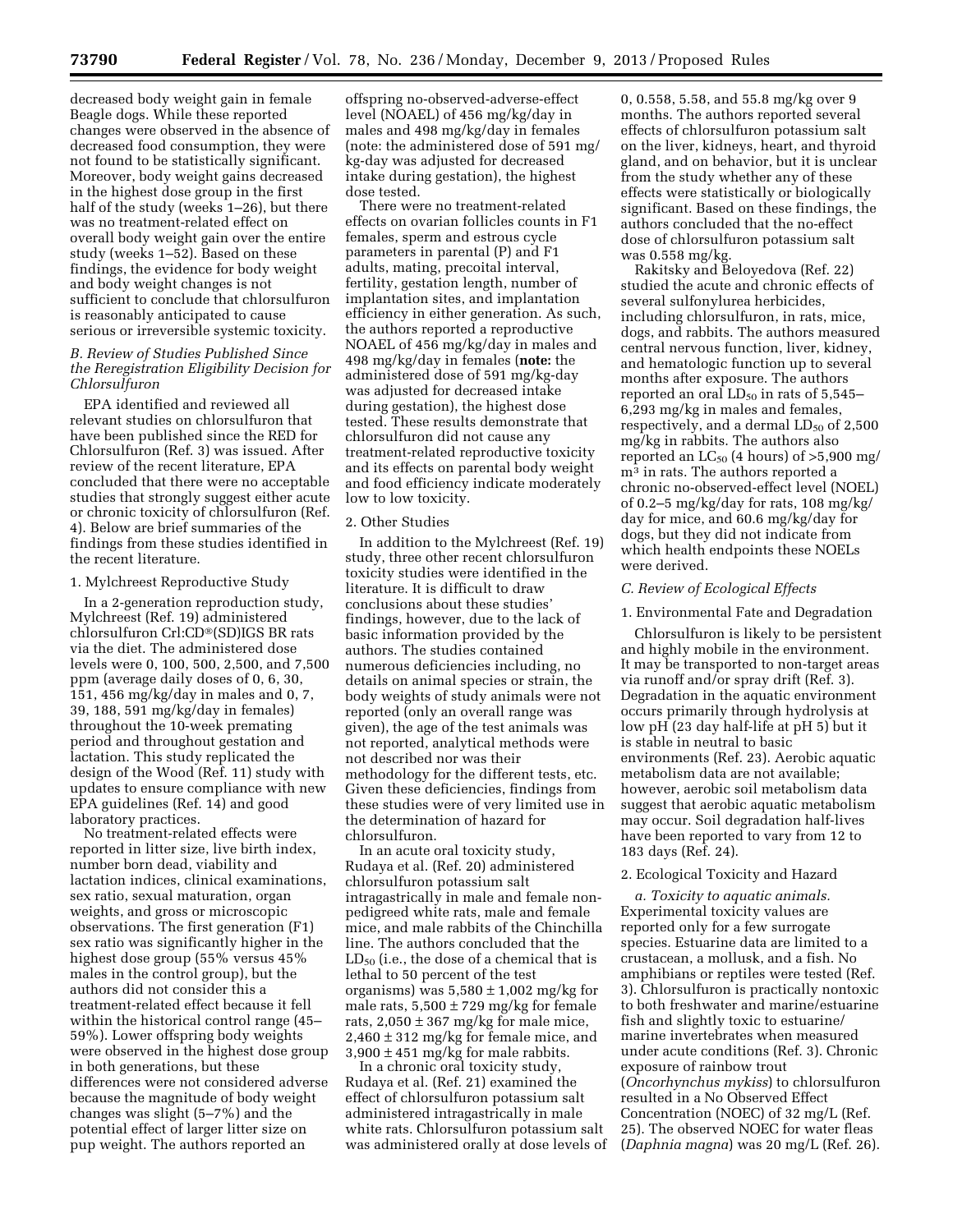decreased body weight gain in female Beagle dogs. While these reported changes were observed in the absence of decreased food consumption, they were not found to be statistically significant. Moreover, body weight gains decreased in the highest dose group in the first half of the study (weeks 1–26), but there was no treatment-related effect on overall body weight gain over the entire study (weeks 1–52). Based on these findings, the evidence for body weight and body weight changes is not sufficient to conclude that chlorsulfuron is reasonably anticipated to cause serious or irreversible systemic toxicity.

*B. Review of Studies Published Since the Reregistration Eligibility Decision for Chlorsulfuron*

EPA identified and reviewed all relevant studies on chlorsulfuron that have been published since the RED for Chlorsulfuron (Ref. 3) was issued. After review of the recent literature, EPA concluded that there were no acceptable studies that strongly suggest either acute or chronic toxicity of chlorsulfuron (Ref. 4). Below are brief summaries of the findings from these studies identified in the recent literature.

1. Mylchreest Reproductive Study

In a 2-generation reproduction study, Mylchreest (Ref. 19) administered chlorsulfuron Crl:CD®(SD)IGS BR rats via the diet. The administered dose levels were 0, 100, 500, 2,500, and 7,500 ppm (average daily doses of 0, 6, 30, 151, 456 mg/kg/day in males and 0, 7, 39, 188, 591 mg/kg/day in females) throughout the 10-week premating period and throughout gestation and lactation. This study replicated the design of the Wood (Ref. 11) study with updates to ensure compliance with new EPA guidelines (Ref. 14) and good laboratory practices.

No treatment-related effects were reported in litter size, live birth index, number born dead, viability and lactation indices, clinical examinations, sex ratio, sexual maturation, organ weights, and gross or microscopic observations. The first generation (F1) sex ratio was significantly higher in the highest dose group (55% versus 45% males in the control group), but the authors did not consider this a treatment-related effect because it fell within the historical control range (45–59%). Lower offspring body weights were observed in the highest dose group in both generations, but these differences were not considered adverse because the magnitude of body weight changes was slight (5–7%) and the potential effect of larger litter size on pup weight. The authors reported an offspring no-observed-adverse-effect level (NOAEL) of 456 mg/kg/day in males and 498 mg/kg/day in females (note: the administered dose of 591 mg/kg-day was adjusted for decreased intake during gestation), the highest dose tested.

There were no treatment-related effects on ovarian follicles counts in F1 females, sperm and estrous cycle parameters in parental (P) and F1 adults, mating, precoital interval, fertility, gestation length, number of implantation sites, and implantation efficiency in either generation. As such, the authors reported a reproductive NOAEL of 456 mg/kg/day in males and 498 mg/kg/day in females (**note:** the administered dose of 591 mg/kg-day was adjusted for decreased intake during gestation), the highest dose tested. These results demonstrate that chlorsulfuron did not cause any treatment-related reproductive toxicity and its effects on parental body weight and food efficiency indicate moderately low to low toxicity.

2. Other Studies

In addition to the Mylchreest (Ref. 19) study, three other recent chlorsulfuron toxicity studies were identified in the literature. It is difficult to draw conclusions about these studies' findings, however, due to the lack of basic information provided by the authors. The studies contained numerous deficiencies including, no details on animal species or strain, the body weights of study animals were not reported (only an overall range was given), the age of the test animals was not reported, analytical methods were not described nor was their methodology for the different tests, etc. Given these deficiencies, findings from these studies were of very limited use in the determination of hazard for chlorsulfuron.

In an acute oral toxicity study, Rudaya et al. (Ref. 20) administered chlorsulfuron potassium salt intragastrically in male and female non-pedigreed white rats, male and female mice, and male rabbits of the Chinchilla line. The authors concluded that the $LD_{50}$ (i.e., the dose of a chemical that is lethal to 50 percent of the test organisms) was 5,580 ± 1,002 mg/kg for male rats, 5,500 ± 729 mg/kg for female rats, 2,050 ± 367 mg/kg for male mice, 2,460 ± 312 mg/kg for female mice, and 3,900 ± 451 mg/kg for male rabbits.

In a chronic oral toxicity study, Rudaya et al. (Ref. 21) examined the effect of chlorsulfuron potassium salt administered intragastrically in male white rats. Chlorsulfuron potassium salt was administered orally at dose levels of 0, 0.558, 5.58, and 55.8 mg/kg over 9 months. The authors reported several effects of chlorsulfuron potassium salt on the liver, kidneys, heart, and thyroid gland, and on behavior, but it is unclear from the study whether any of these effects were statistically or biologically significant. Based on these findings, the authors concluded that the no-effect dose of chlorsulfuron potassium salt was 0.558 mg/kg.

Rakitsky and Beloyedova (Ref. 22) studied the acute and chronic effects of several sulfonylurea herbicides, including chlorsulfuron, in rats, mice, dogs, and rabbits. The authors measured central nervous function, liver, kidney, and hematologic function up to several months after exposure. The authors reported an oral $LD_{50}$ in rats of 5,545–6,293 mg/kg in males and females, respectively, and a dermal $LD_{50}$ of 2,500 mg/kg in rabbits. The authors also reported an $LC_{50}$ (4 hours) of >5,900 mg/m$^3$ in rats. The authors reported a chronic no-observed-effect level (NOEL) of 0.2–5 mg/kg/day for rats, 108 mg/kg/day for mice, and 60.6 mg/kg/day for dogs, but they did not indicate from which health endpoints these NOELs were derived.

*C. Review of Ecological Effects*

1. Environmental Fate and Degradation

Chlorsulfuron is likely to be persistent and highly mobile in the environment. It may be transported to non-target areas via runoff and/or spray drift (Ref. 3). Degradation in the aquatic environment occurs primarily through hydrolysis at low pH (23 day half-life at pH 5) but it is stable in neutral to basic environments (Ref. 23). Aerobic aquatic metabolism data are not available; however, aerobic soil metabolism data suggest that aerobic aquatic metabolism may occur. Soil degradation half-lives have been reported to vary from 12 to 183 days (Ref. 24).

2. Ecological Toxicity and Hazard

*a. Toxicity to aquatic animals.* Experimental toxicity values are reported only for a few surrogate species. Estuarine data are limited to a crustacean, a mollusk, and a fish. No amphibians or reptiles were tested (Ref. 3). Chlorsulfuron is practically nontoxic to both freshwater and marine/estuarine fish and slightly toxic to estuarine/marine invertebrates when measured under acute conditions (Ref. 3). Chronic exposure of rainbow trout (*Oncorhynchus mykiss*) to chlorsulfuron resulted in a No Observed Effect Concentration (NOEC) of 32 mg/L (Ref. 25). The observed NOEC for water fleas (*Daphnia magna*) was 20 mg/L (Ref. 26).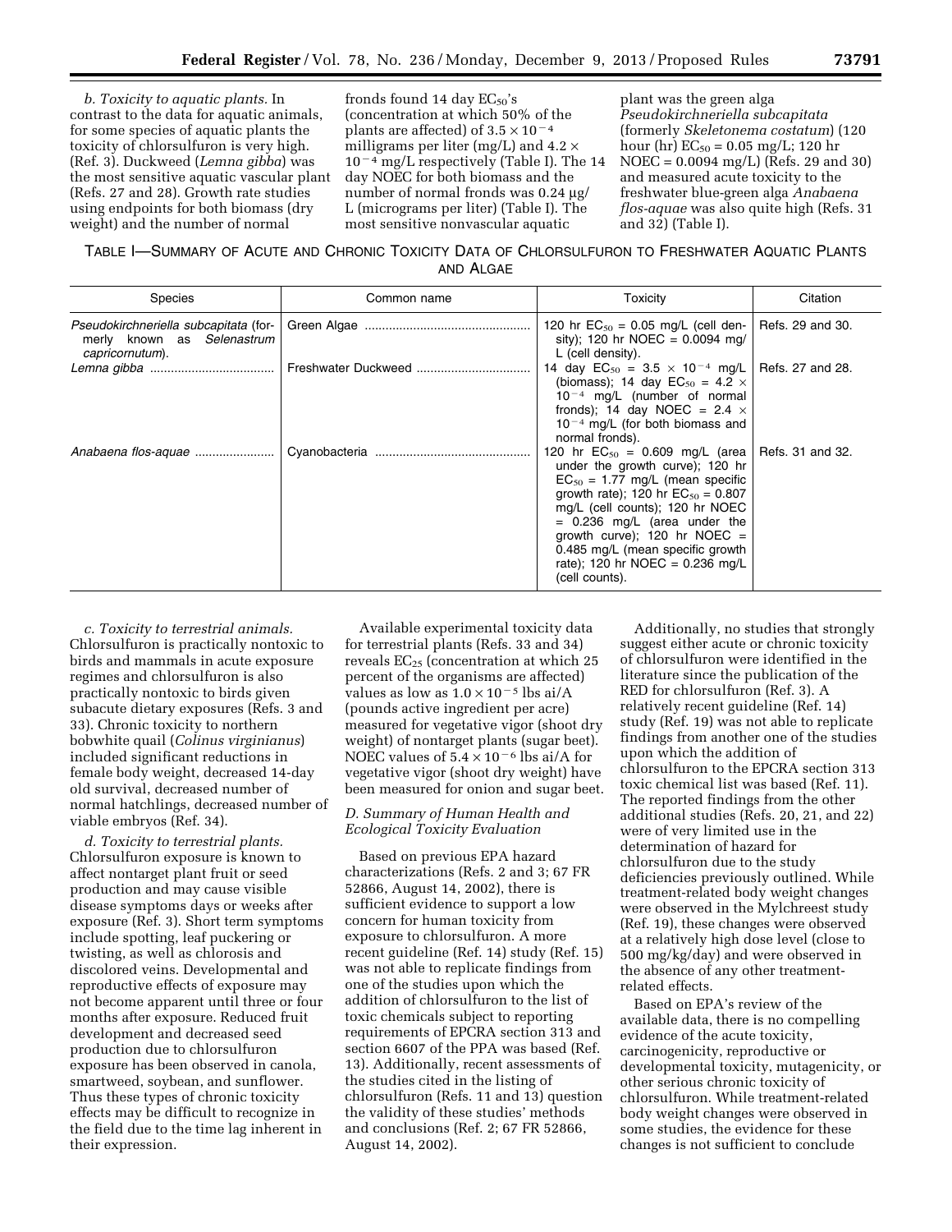*b. Toxicity to aquatic plants.* In contrast to the data for aquatic animals, for some species of aquatic plants the toxicity of chlorsulfuron is very high. (Ref. 3). Duckweed (*Lemna gibba*) was the most sensitive aquatic vascular plant (Refs. 27 and 28). Growth rate studies using endpoints for both biomass (dry weight) and the number of normal fronds found 14 day $EC_{50}$'s (concentration at which 50% of the plants are affected) of $3.5 \times 10^{-4}$ milligrams per liter (mg/L) and $4.2 \times 10^{-4}$ mg/L respectively (Table I). The 14 day NOEC for both biomass and the number of normal fronds was 0.24 µg/L (micrograms per liter) (Table I). The most sensitive nonvascular aquatic plant was the green alga *Pseudokirchneriella subcapitata* (formerly *Skeletonema costatum*) (120 hour (hr) $EC_{50}$ = 0.05 mg/L; 120 hr NOEC = 0.0094 mg/L) (Refs. 29 and 30) and measured acute toxicity to the freshwater blue-green alga *Anabaena flos-aquae* was also quite high (Refs. 31 and 32) (Table I).

TABLE I—SUMMARY OF ACUTE AND CHRONIC TOXICITY DATA OF CHLORSULFURON TO FRESHWATER AQUATIC PLANTS AND ALGAE

| Species | Common name | Toxicity | Citation |
|---|---|---|---|
| *Pseudokirchneriella subcapitata* (formerly known as *Selenastrum capricornutum*). | Green Algae | 120 hr $EC_{50}$ = 0.05 mg/L (cell density); 120 hr NOEC = 0.0094 mg/L (cell density). | Refs. 29 and 30. |
| *Lemna gibba* | Freshwater Duckweed | 14 day $EC_{50}$ = $3.5 \times 10^{-4}$ mg/L (biomass); 14 day $EC_{50}$ = $4.2 \times 10^{-4}$ mg/L (number of normal fronds); 14 day NOEC = $2.4 \times 10^{-4}$ mg/L (for both biomass and normal fronds). | Refs. 27 and 28. |
| *Anabaena flos-aquae* | Cyanobacteria | 120 hr $EC_{50}$ = 0.609 mg/L (area under the growth curve); 120 hr $EC_{50}$ = 1.77 mg/L (mean specific growth rate); 120 hr $EC_{50}$ = 0.807 mg/L (cell counts); 120 hr NOEC = 0.236 mg/L (area under the growth curve); 120 hr NOEC = 0.485 mg/L (mean specific growth rate); 120 hr NOEC = 0.236 mg/L (cell counts). | Refs. 31 and 32. |

*c. Toxicity to terrestrial animals.* Chlorsulfuron is practically nontoxic to birds and mammals in acute exposure regimes and chlorsulfuron is also practically nontoxic to birds given subacute dietary exposures (Refs. 3 and 33). Chronic toxicity to northern bobwhite quail (*Colinus virginianus*) included significant reductions in female body weight, decreased 14-day old survival, decreased number of normal hatchlings, decreased number of viable embryos (Ref. 34).

*d. Toxicity to terrestrial plants.* Chlorsulfuron exposure is known to affect nontarget plant fruit or seed production and may cause visible disease symptoms days or weeks after exposure (Ref. 3). Short term symptoms include spotting, leaf puckering or twisting, as well as chlorosis and discolored veins. Developmental and reproductive effects of exposure may not become apparent until three or four months after exposure. Reduced fruit development and decreased seed production due to chlorsulfuron exposure has been observed in canola, smartweed, soybean, and sunflower. Thus these types of chronic toxicity effects may be difficult to recognize in the field due to the time lag inherent in their expression.

Available experimental toxicity data for terrestrial plants (Refs. 33 and 34) reveals $EC_{25}$ (concentration at which 25 percent of the organisms are affected) values as low as $1.0 \times 10^{-5}$ lbs ai/A (pounds active ingredient per acre) measured for vegetative vigor (shoot dry weight) of nontarget plants (sugar beet). NOEC values of $5.4 \times 10^{-6}$ lbs ai/A for vegetative vigor (shoot dry weight) have been measured for onion and sugar beet.

### *D. Summary of Human Health and Ecological Toxicity Evaluation*

Based on previous EPA hazard characterizations (Refs. 2 and 3; 67 FR 52866, August 14, 2002), there is sufficient evidence to support a low concern for human toxicity from exposure to chlorsulfuron. A more recent guideline (Ref. 14) study (Ref. 15) was not able to replicate findings from one of the studies upon which the addition of chlorsulfuron to the list of toxic chemicals subject to reporting requirements of EPCRA section 313 and section 6607 of the PPA was based (Ref. 13). Additionally, recent assessments of the studies cited in the listing of chlorsulfuron (Refs. 11 and 13) question the validity of these studies' methods and conclusions (Ref. 2; 67 FR 52866, August 14, 2002).

Additionally, no studies that strongly suggest either acute or chronic toxicity of chlorsulfuron were identified in the literature since the publication of the RED for chlorsulfuron (Ref. 3). A relatively recent guideline (Ref. 14) study (Ref. 19) was not able to replicate findings from another one of the studies upon which the addition of chlorsulfuron to the EPCRA section 313 toxic chemical list was based (Ref. 11). The reported findings from the other additional studies (Refs. 20, 21, and 22) were of very limited use in the determination of hazard for chlorsulfuron due to the study deficiencies previously outlined. While treatment-related body weight changes were observed in the Mylchreest study (Ref. 19), these changes were observed at a relatively high dose level (close to 500 mg/kg/day) and were observed in the absence of any other treatment-related effects.

Based on EPA's review of the available data, there is no compelling evidence of the acute toxicity, carcinogenicity, reproductive or developmental toxicity, mutagenicity, or other serious chronic toxicity of chlorsulfuron. While treatment-related body weight changes were observed in some studies, the evidence for these changes is not sufficient to conclude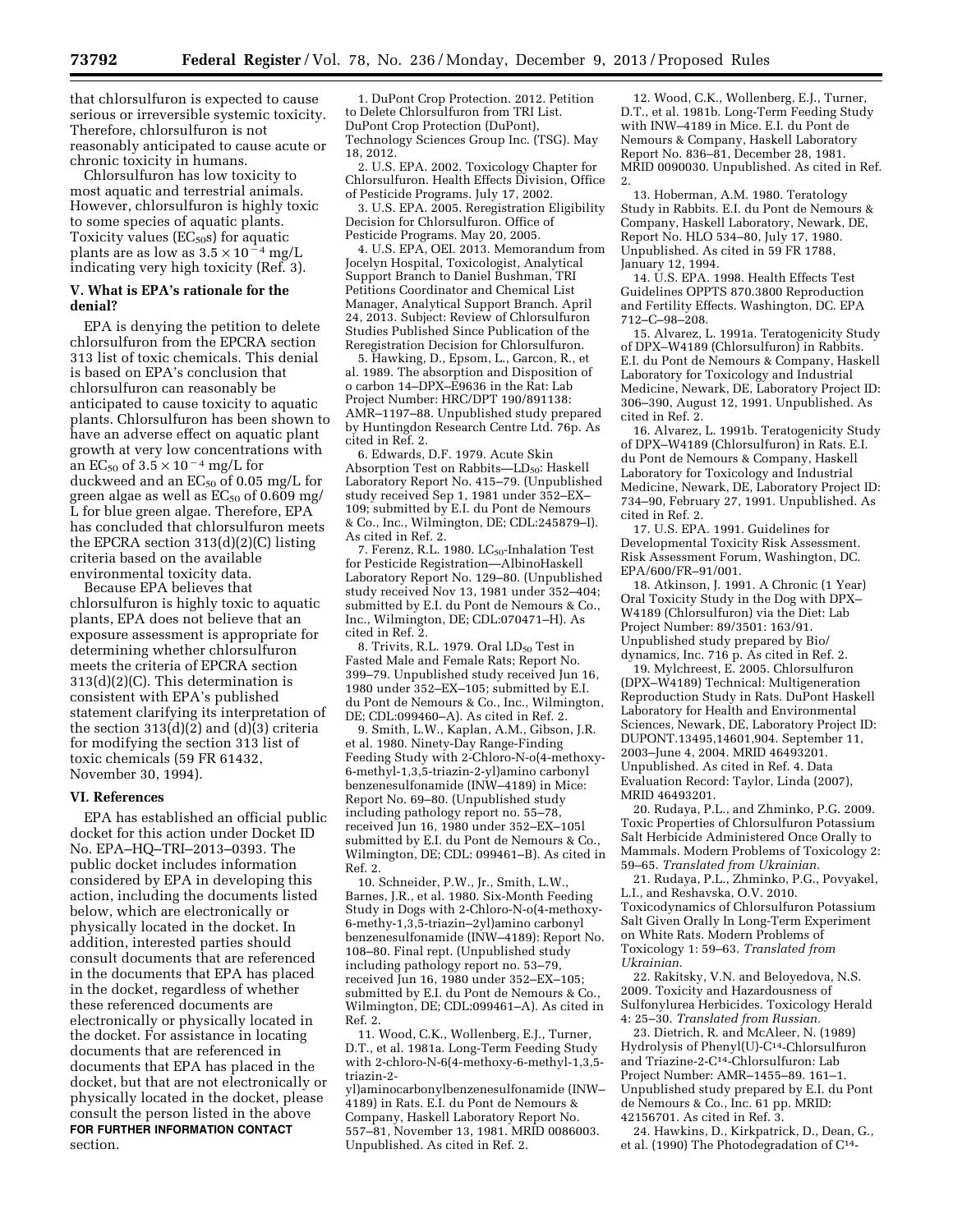that chlorsulfuron is expected to cause serious or irreversible systemic toxicity. Therefore, chlorsulfuron is not reasonably anticipated to cause acute or chronic toxicity in humans.

Chlorsulfuron has low toxicity to most aquatic and terrestrial animals. However, chlorsulfuron is highly toxic to some species of aquatic plants. Toxicity values ($EC_{50}$s) for aquatic plants are as low as $3.5 \times 10^{-4}$ mg/L indicating very high toxicity (Ref. 3).

## V. What is EPA's rationale for the denial?

EPA is denying the petition to delete chlorsulfuron from the EPCRA section 313 list of toxic chemicals. This denial is based on EPA's conclusion that chlorsulfuron can reasonably be anticipated to cause toxicity to aquatic plants. Chlorsulfuron has been shown to have an adverse effect on aquatic plant growth at very low concentrations with an $EC_{50}$ of $3.5 \times 10^{-4}$ mg/L for duckweed and an $EC_{50}$ of 0.05 mg/L for green algae as well as $EC_{50}$ of 0.609 mg/L for blue green algae. Therefore, EPA has concluded that chlorsulfuron meets the EPCRA section 313(d)(2)(C) listing criteria based on the available environmental toxicity data.

Because EPA believes that chlorsulfuron is highly toxic to aquatic plants, EPA does not believe that an exposure assessment is appropriate for determining whether chlorsulfuron meets the criteria of EPCRA section 313(d)(2)(C). This determination is consistent with EPA's published statement clarifying its interpretation of the section 313(d)(2) and (d)(3) criteria for modifying the section 313 list of toxic chemicals (59 FR 61432, November 30, 1994).

## VI. References

EPA has established an official public docket for this action under Docket ID No. EPA–HQ–TRI–2013–0393. The public docket includes information considered by EPA in developing this action, including the documents listed below, which are electronically or physically located in the docket. In addition, interested parties should consult documents that are referenced in the documents that EPA has placed in the docket, regardless of whether these referenced documents are electronically or physically located in the docket. For assistance in locating documents that are referenced in documents that EPA has placed in the docket, but that are not electronically or physically located in the docket, please consult the person listed in the above **FOR FURTHER INFORMATION CONTACT** section.

1. DuPont Crop Protection. 2012. Petition to Delete Chlorsulfuron from TRI List. DuPont Crop Protection (DuPont), Technology Sciences Group Inc. (TSG). May 18, 2012.
2. U.S. EPA. 2002. Toxicology Chapter for Chlorsulfuron. Health Effects Division, Office of Pesticide Programs. July 17, 2002.
3. U.S. EPA. 2005. Reregistration Eligibility Decision for Chlorsulfuron. Office of Pesticide Programs. May 20, 2005.
4. U.S. EPA, OEI. 2013. Memorandum from Jocelyn Hospital, Toxicologist, Analytical Support Branch to Daniel Bushman, TRI Petitions Coordinator and Chemical List Manager, Analytical Support Branch. April 24, 2013. Subject: Review of Chlorsulfuron Studies Published Since Publication of the Reregistration Decision for Chlorsulfuron.
5. Hawking, D., Epsom, L., Garcon, R., et al. 1989. The absorption and Disposition of o carbon 14–DPX–E9636 in the Rat: Lab Project Number: HRC/DPT 190/891138: AMR–1197–88. Unpublished study prepared by Huntingdon Research Centre Ltd. 76p. As cited in Ref. 2.
6. Edwards, D.F. 1979. Acute Skin Absorption Test on Rabbits—$LD_{50}$: Haskell Laboratory Report No. 415–79. (Unpublished study received Sep 1, 1981 under 352–EX–109; submitted by E.I. du Pont de Nemours & Co., Inc., Wilmington, DE; CDL:245879–I). As cited in Ref. 2.
7. Ferenz, R.L. 1980. $LC_{50}$-Inhalation Test for Pesticide Registration—AlbinoHaskell Laboratory Report No. 129–80. (Unpublished study received Nov 13, 1981 under 352–404; submitted by E.I. du Pont de Nemours & Co., Inc., Wilmington, DE; CDL:070471–H). As cited in Ref. 2.
8. Trivits, R.L. 1979. Oral $LD_{50}$ Test in Fasted Male and Female Rats; Report No. 399–79. Unpublished study received Jun 16, 1980 under 352–EX–105; submitted by E.I. du Pont de Nemours & Co., Inc., Wilmington, DE; CDL:099460–A). As cited in Ref. 2.
9. Smith, L.W., Kaplan, A.M., Gibson, J.R. et al. 1980. Ninety-Day Range-Finding Feeding Study with 2-Chloro-N-o(4-methoxy-6-methyl-1,3,5-triazin-2-yl)amino carbonyl benzenesulfonamide (INW–4189) in Mice: Report No. 69–80. (Unpublished study including pathology report no. 55–78, received Jun 16, 1980 under 352–EX–105l submitted by E.I. du Pont de Nemours & Co., Wilmington, DE; CDL: 099461–B). As cited in Ref. 2.
10. Schneider, P.W., Jr., Smith, L.W., Barnes, J.R., et al. 1980. Six-Month Feeding Study in Dogs with 2-Chloro-N-o(4-methoxy-6-methy-1,3,5-triazin–2yl)amino carbonyl benzenesulfonamide (INW–4189): Report No. 108–80. Final rept. (Unpublished study including pathology report no. 53–79, received Jun 16, 1980 under 352–EX–105; submitted by E.I. du Pont de Nemours & Co., Wilmington, DE; CDL:099461–A). As cited in Ref. 2.
11. Wood, C.K., Wollenberg, E.J., Turner, D.T., et al. 1981a. Long-Term Feeding Study with 2-chloro-N-6(4-methoxy-6-methyl-1,3,5-triazin-2-yl)aminocarbonylbenzenesulfonamide (INW–4189) in Rats. E.I. du Pont de Nemours & Company, Haskell Laboratory Report No. 557–81, November 13, 1981. MRID 0086003. Unpublished. As cited in Ref. 2.
12. Wood, C.K., Wollenberg, E.J., Turner, D.T., et al. 1981b. Long-Term Feeding Study with INW–4189 in Mice. E.I. du Pont de Nemours & Company, Haskell Laboratory Report No. 836–81, December 28, 1981. MRID 0090030. Unpublished. As cited in Ref. 2.
13. Hoberman, A.M. 1980. Teratology Study in Rabbits. E.I. du Pont de Nemours & Company, Haskell Laboratory, Newark, DE, Report No. HLO 534–80, July 17, 1980. Unpublished. As cited in 59 FR 1788, January 12, 1994.
14. U.S. EPA. 1998. Health Effects Test Guidelines OPPTS 870.3800 Reproduction and Fertility Effects. Washington, DC. EPA 712–C–98–208.
15. Alvarez, L. 1991a. Teratogenicity Study of DPX–W4189 (Chlorsulfuron) in Rabbits. E.I. du Pont de Nemours & Company, Haskell Laboratory for Toxicology and Industrial Medicine, Newark, DE, Laboratory Project ID: 306–390, August 12, 1991. Unpublished. As cited in Ref. 2.
16. Alvarez, L. 1991b. Teratogenicity Study of DPX–W4189 (Chlorsulfuron) in Rats. E.I. du Pont de Nemours & Company, Haskell Laboratory for Toxicology and Industrial Medicine, Newark, DE, Laboratory Project ID: 734–90, February 27, 1991. Unpublished. As cited in Ref. 2.
17. U.S. EPA. 1991. Guidelines for Developmental Toxicity Risk Assessment. Risk Assessment Forum, Washington, DC. EPA/600/FR–91/001.
18. Atkinson, J. 1991. A Chronic (1 Year) Oral Toxicity Study in the Dog with DPX–W4189 (Chlorsulfuron) via the Diet: Lab Project Number: 89/3501: 163/91. Unpublished study prepared by Bio/dynamics, Inc. 716 p. As cited in Ref. 2.
19. Mylchreest, E. 2005. Chlorsulfuron (DPX–W4189) Technical: Multigeneration Reproduction Study in Rats. DuPont Haskell Laboratory for Health and Environmental Sciences, Newark, DE, Laboratory Project ID: DUPONT.13495,14601,904. September 11, 2003–June 4, 2004. MRID 46493201. Unpublished. As cited in Ref. 4. Data Evaluation Record: Taylor, Linda (2007), MRID 46493201.
20. Rudaya, P.L., and Zhminko, P.G. 2009. Toxic Properties of Chlorsulfuron Potassium Salt Herbicide Administered Once Orally to Mammals. Modern Problems of Toxicology 2: 59–65. *Translated from Ukrainian.*
21. Rudaya, P.L., Zhminko, P.G., Povyakel, L.I., and Reshavska, O.V. 2010. Toxicodynamics of Chlorsulfuron Potassium Salt Given Orally In Long-Term Experiment on White Rats. Modern Problems of Toxicology 1: 59–63. *Translated from Ukrainian.*
22. Rakitsky, V.N. and Beloyedova, N.S. 2009. Toxicity and Hazardousness of Sulfonylurea Herbicides. Toxicology Herald 4: 25–30. *Translated from Russian.*
23. Dietrich, R. and McAleer, N. (1989) Hydrolysis of Phenyl(U)-$C^{14}$-Chlorsulfuron and Triazine-2-$C^{14}$-Chlorsulfuron: Lab Project Number: AMR–1455–89. 161–1. Unpublished study prepared by E.I. du Pont de Nemours & Co., Inc. 61 pp. MRID: 42156701. As cited in Ref. 3.
24. Hawkins, D., Kirkpatrick, D., Dean, G., et al. (1990) The Photodegradation of $C^{14}$-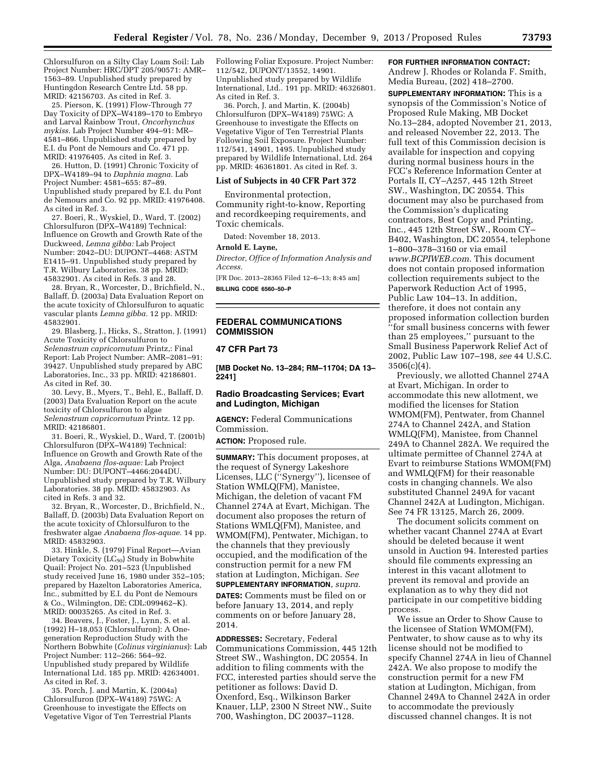Chlorsulfuron on a Silty Clay Loam Soil: Lab Project Number: HRC/DPT 205/90571: AMR–1563–89. Unpublished study prepared by Huntingdon Research Centre Ltd. 58 pp. MRID: 42156703. As cited in Ref. 3.

25. Pierson, K. (1991) Flow-Through 77 Day Toxicity of DPX–W4189–170 to Embryo and Larval Rainbow Trout, *Oncorhynchus mykiss.* Lab Project Number 494–91: MR–4581–866. Unpublished study prepared by E.I. du Pont de Nemours and Co. 471 pp. MRID: 41976405. As cited in Ref. 3.

26. Hutton, D. (1991) Chronic Toxicity of DPX–W4189–94 to *Daphnia magna.* Lab Project Number: 4581–655: 87–89. Unpublished study prepared by E.I. du Pont de Nemours and Co. 92 pp. MRID: 41976408. As cited in Ref. 3.

27. Boeri, R., Wyskiel, D., Ward, T. (2002) Chlorsulfuron (DPX–W4189) Technical: Influence on Growth and Growth Rate of the Duckweed, *Lemna gibba:* Lab Project Number: 2042–DU: DUPONT–4468: ASTM E1415–91. Unpublished study prepared by T.R. Wilbury Laboratories. 38 pp. MRID: 45832901. As cited in Refs. 3 and 28.

28. Bryan, R., Worcester, D., Brichfield, N., Ballaff, D. (2003a) Data Evaluation Report on the acute toxicity of Chlorsulfuron to aquatic vascular plants *Lemna gibba.* 12 pp. MRID: 45832901.

29. Blasberg, J., Hicks, S., Stratton, J. (1991) Acute Toxicity of Chlorsulfuron to *Selenastrum capricornutum* Printz,: Final Report: Lab Project Number: AMR–2081–91: 39427. Unpublished study prepared by ABC Laboratories, Inc., 33 pp. MRID: 42186801. As cited in Ref. 30.

30. Levy, B., Myers, T., Behl, E., Ballaff, D. (2003) Data Evaluation Report on the acute toxicity of Chlorsulfuron to algae *Selenastrum capricornutum* Printz. 12 pp. MRID: 42186801.

31. Boeri, R., Wyskiel, D., Ward, T. (2001b) Chlorsulfuron (DPX–W4189) Technical: Influence on Growth and Growth Rate of the Alga, *Anabaena flos-aquae:* Lab Project Number: DU: DUPONT–4466:2044DU. Unpublished study prepared by T.R. Wilbury Laboratories. 38 pp. MRID: 45832903. As cited in Refs. 3 and 32.

32. Bryan, R., Worcester, D., Brichfield, N., Ballaff, D. (2003b) Data Evaluation Report on the acute toxicity of Chlorsulfuron to the freshwater algae *Anabaena flos-aquae.* 14 pp. MRID: 45832903.

33. Hinkle, S. (1979) Final Report—Avian Dietary Toxicity ($LC_{50}$) Study in Bobwhite Quail: Project No. 201–523 (Unpublished study received June 16, 1980 under 352–105; prepared by Hazelton Laboratories America, Inc., submitted by E.I. du Pont de Nemours & Co., Wilmington, DE; CDL:099462–K). MRID: 00035265. As cited in Ref. 3.

34. Beavers, J., Foster, J., Lynn, S. et al. (1992) H–18,053 (Chlorsulfuron): A One-generation Reproduction Study with the Northern Bobwhite (*Colinus virginianus*): Lab Project Number: 112–266: 564–92. Unpublished study prepared by Wildlife International Ltd. 185 pp. MRID: 42634001. As cited in Ref. 3.

35. Porch, J. and Martin, K. (2004a) Chlorsulfuron (DPX–W4189) 75WG: A Greenhouse to investigate the Effects on Vegetative Vigor of Ten Terrestrial Plants Following Foliar Exposure. Project Number: 112/542, DUPONT/13552, 14901. Unpublished study prepared by Wildlife International, Ltd.. 191 pp. MRID: 46326801. As cited in Ref. 3.

36. Porch, J. and Martin, K. (2004b) Chlorsulfuron (DPX–W4189) 75WG: A Greenhouse to investigate the Effects on Vegetative Vigor of Ten Terrestrial Plants Following Soil Exposure. Project Number: 112/541, 14901, 1495. Unpublished study prepared by Wildlife International, Ltd. 264 pp. MRID: 46361801. As cited in Ref. 3.

## List of Subjects in 40 CFR Part 372

Environmental protection, Community right-to-know, Reporting and recordkeeping requirements, and Toxic chemicals.

Dated: November 18, 2013.

**Arnold E. Layne,**

*Director, Office of Information Analysis and Access.*

[FR Doc. 2013–28365 Filed 12–6–13; 8:45 am]

**BILLING CODE 6560–50–P**

---

# FEDERAL COMMUNICATIONS COMMISSION

## 47 CFR Part 73

**[MB Docket No. 13–284; RM–11704; DA 13–2241]**

## Radio Broadcasting Services; Evart and Ludington, Michigan

**AGENCY:** Federal Communications Commission.

**ACTION:** Proposed rule.

**SUMMARY:** This document proposes, at the request of Synergy Lakeshore Licenses, LLC (''Synergy''), licensee of Station WMLQ(FM), Manistee, Michigan, the deletion of vacant FM Channel 274A at Evart, Michigan. The document also proposes the return of Stations WMLQ(FM), Manistee, and WMOM(FM), Pentwater, Michigan, to the channels that they previously occupied, and the modification of the construction permit for a new FM station at Ludington, Michigan. *See* **SUPPLEMENTARY INFORMATION**, *supra.*

**DATES:** Comments must be filed on or before January 13, 2014, and reply comments on or before January 28, 2014.

**ADDRESSES:** Secretary, Federal Communications Commission, 445 12th Street SW., Washington, DC 20554. In addition to filing comments with the FCC, interested parties should serve the petitioner as follows: David D. Oxenford, Esq., Wilkinson Barker Knauer, LLP, 2300 N Street NW., Suite 700, Washington, DC 20037–1128.

**FOR FURTHER INFORMATION CONTACT:** Andrew J. Rhodes or Rolanda F. Smith, Media Bureau, (202) 418–2700.

**SUPPLEMENTARY INFORMATION:** This is a synopsis of the Commission's Notice of Proposed Rule Making, MB Docket No.13–284, adopted November 21, 2013, and released November 22, 2013. The full text of this Commission decision is available for inspection and copying during normal business hours in the FCC's Reference Information Center at Portals II, CY–A257, 445 12th Street SW., Washington, DC 20554. This document may also be purchased from the Commission's duplicating contractors, Best Copy and Printing, Inc., 445 12th Street SW., Room CY–B402, Washington, DC 20554, telephone 1–800–378–3160 or via email *www.BCPIWEB.com.* This document does not contain proposed information collection requirements subject to the Paperwork Reduction Act of 1995, Public Law 104–13. In addition, therefore, it does not contain any proposed information collection burden ''for small business concerns with fewer than 25 employees,'' pursuant to the Small Business Paperwork Relief Act of 2002, Public Law 107–198, *see* 44 U.S.C. 3506(c)(4).

Previously, we allotted Channel 274A at Evart, Michigan. In order to accommodate this new allotment, we modified the licenses for Station WMOM(FM), Pentwater, from Channel 274A to Channel 242A, and Station WMLQ(FM), Manistee, from Channel 249A to Channel 282A. We required the ultimate permittee of Channel 274A at Evart to reimburse Stations WMOM(FM) and WMLQ(FM) for their reasonable costs in changing channels. We also substituted Channel 249A for vacant Channel 242A at Ludington, Michigan. See 74 FR 13125, March 26, 2009.

The document solicits comment on whether vacant Channel 274A at Evart should be deleted because it went unsold in Auction 94. Interested parties should file comments expressing an interest in this vacant allotment to prevent its removal and provide an explanation as to why they did not participate in our competitive bidding process.

We issue an Order to Show Cause to the licensee of Station WMOM(FM), Pentwater, to show cause as to why its license should not be modified to specify Channel 274A in lieu of Channel 242A. We also propose to modify the construction permit for a new FM station at Ludington, Michigan, from Channel 249A to Channel 242A in order to accommodate the previously discussed channel changes. It is not